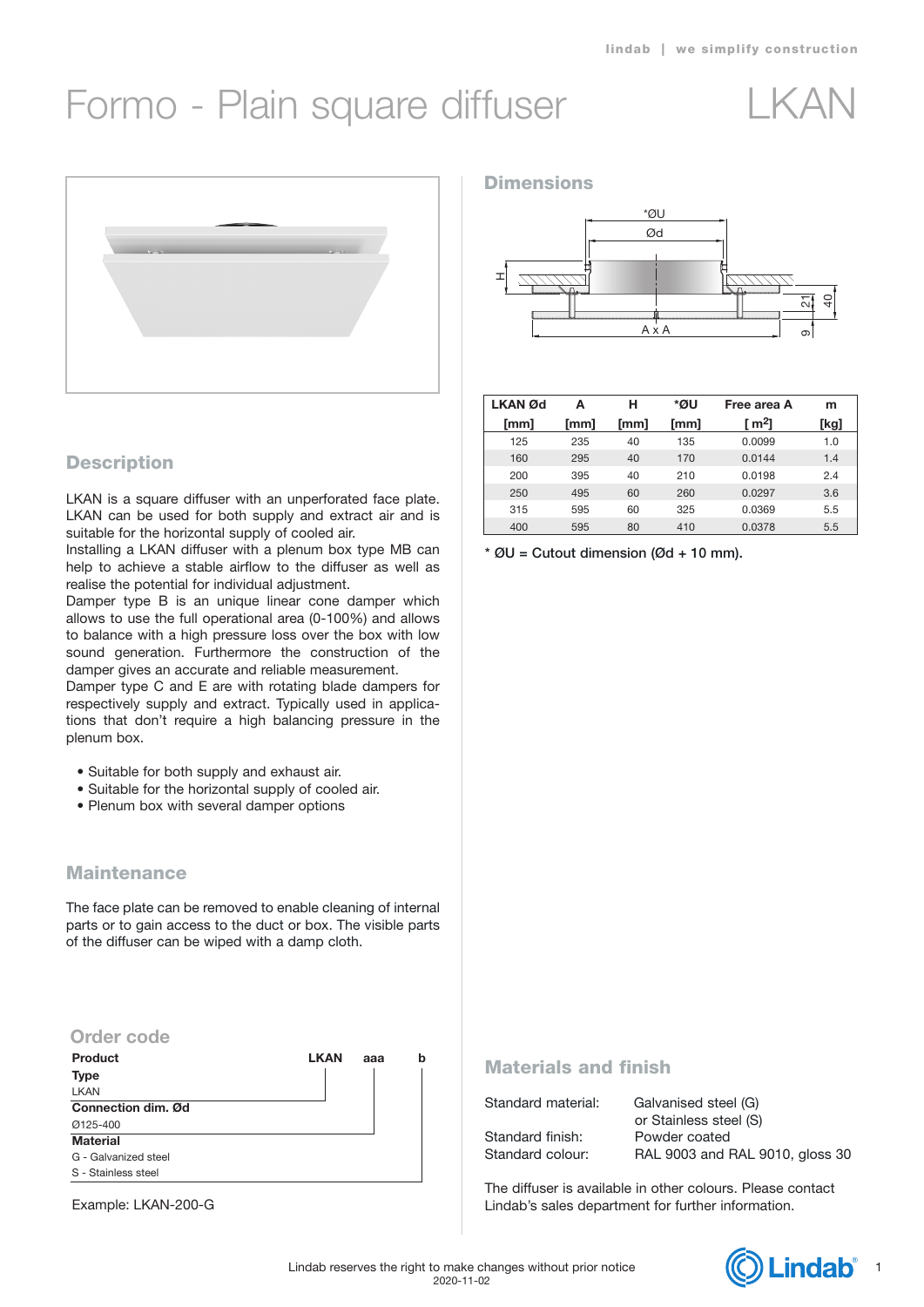# Formo - Plain square diffuser

# LKAN

## Description

LKAN is a square diffuser with an unperforated face plate. LKAN can be used for both supply and extract air and is suitable for the horizontal supply of cooled air.

Installing a LKAN diffuser with a plenum box type MB can help to achieve a stable airflow to the diffuser as well as realise the potential for individual adjustment.

Damper type B is an unique linear cone damper which allows to use the full operational area (0-100%) and allows to balance with a high pressure loss over the box with low sound generation. Furthermore the construction of the damper gives an accurate and reliable measurement.

Damper type C and E are with rotating blade dampers for respectively supply and extract. Typically used in applications that don't require a high balancing pressure in the plenum box.

- Suitable for both supply and exhaust air.
- Suitable for the horizontal supply of cooled air.
- Plenum box with several damper options

## Maintenance

The face plate can be removed to enable cleaning of internal parts or to gain access to the duct or box. The visible parts of the diffuser can be wiped with a damp cloth.

## Order code

| Product | LKAN | aaa | b |
|---|---|---|---|
| **Type** | | | |
| LKAN | | | |
| **Connection dim. Ød** | | | |
| Ø125-400 | | | |
| **Material** | | | |
| G - Galvanized steel | | | |
| S - Stainless steel | | | |

Example: LKAN-200-G

## Dimensions

| LKAN Ød [mm] | A [mm] | H [mm] | *ØU [mm] | Free area A [ $m^2$ ] | m [kg] |
|---|---|---|---|---|---|
| 125 | 235 | 40 | 135 | 0.0099 | 1.0 |
| 160 | 295 | 40 | 170 | 0.0144 | 1.4 |
| 200 | 395 | 40 | 210 | 0.0198 | 2.4 |
| 250 | 495 | 60 | 260 | 0.0297 | 3.6 |
| 315 | 595 | 60 | 325 | 0.0369 | 5.5 |
| 400 | 595 | 80 | 410 | 0.0378 | 5.5 |

\* ØU = Cutout dimension (Ød + 10 mm).

## Materials and finish

| | |
|---|---|
| Standard material: | Galvanised steel (G) or Stainless steel (S) |
| Standard finish: | Powder coated |
| Standard colour: | RAL 9003 and RAL 9010, gloss 30 |

The diffuser is available in other colours. Please contact Lindab's sales department for further information.

Lindab reserves the right to make changes without prior notice
2020-11-02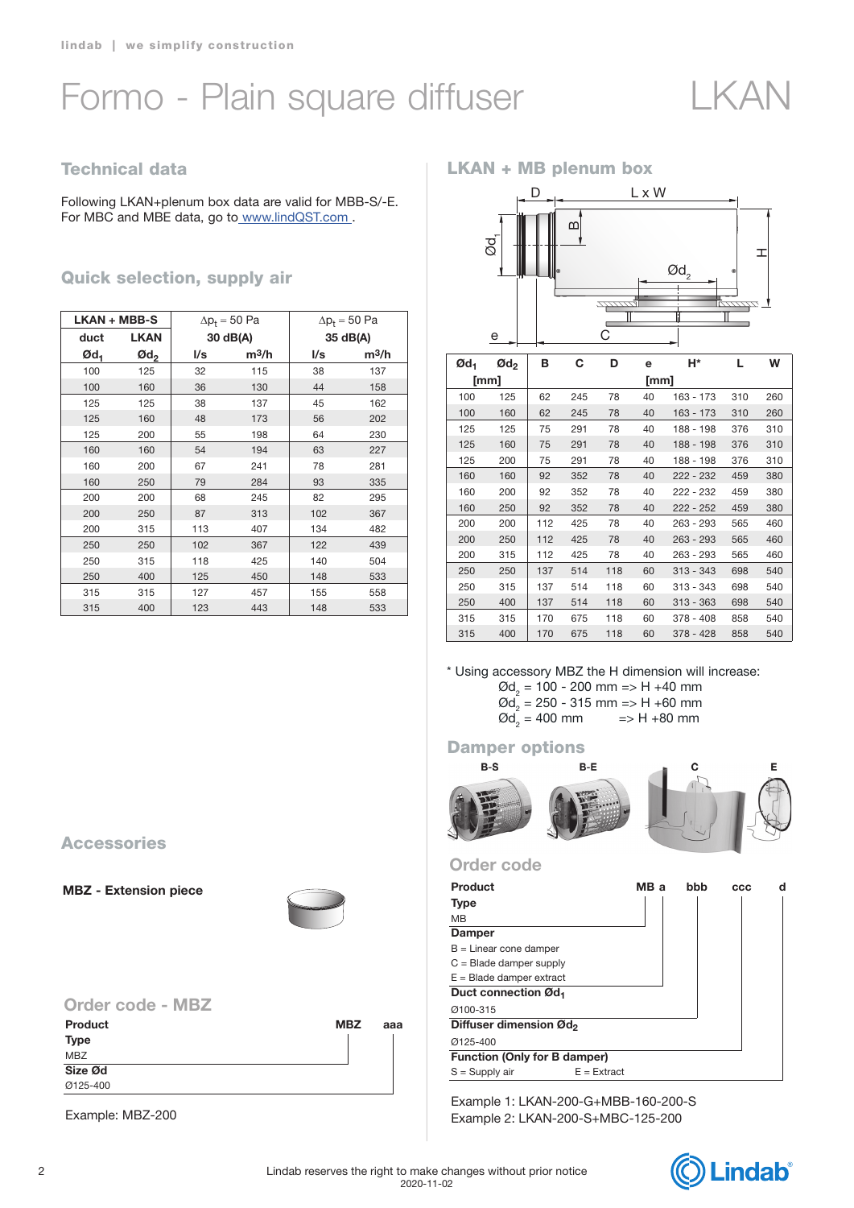# Formo - Plain square diffuser

# LKAN

## Technical data

Following LKAN+plenum box data are valid for MBB-S/-E. For MBC and MBE data, go to www.lindQST.com .

## Quick selection, supply air

| LKAN + MBB-S | | $\Delta p_t$ = 50 Pa 30 dB(A) | | $\Delta p_t$ = 50 Pa 35 dB(A) | |
|---|---|---|---|---|---|
| duct | LKAN | | | | |
| $Ød_1$ | $Ød_2$ | l/s | $m^3/h$ | l/s | $m^3/h$ |
| 100 | 125 | 32 | 115 | 38 | 137 |
| 100 | 160 | 36 | 130 | 44 | 158 |
| 125 | 125 | 38 | 137 | 45 | 162 |
| 125 | 160 | 48 | 173 | 56 | 202 |
| 125 | 200 | 55 | 198 | 64 | 230 |
| 160 | 160 | 54 | 194 | 63 | 227 |
| 160 | 200 | 67 | 241 | 78 | 281 |
| 160 | 250 | 79 | 284 | 93 | 335 |
| 200 | 200 | 68 | 245 | 82 | 295 |
| 200 | 250 | 87 | 313 | 102 | 367 |
| 200 | 315 | 113 | 407 | 134 | 482 |
| 250 | 250 | 102 | 367 | 122 | 439 |
| 250 | 315 | 118 | 425 | 140 | 504 |
| 250 | 400 | 125 | 450 | 148 | 533 |
| 315 | 315 | 127 | 457 | 155 | 558 |
| 315 | 400 | 123 | 443 | 148 | 533 |

## LKAN + MB plenum box

D
L x W
B
$Ød_1$
H
$Ød_2$
e
C

| $Ød_1$ | $Ød_2$ | B | C | D | e | H* | L | W |
|---|---|---|---|---|---|---|---|---|
| [mm] | | [mm] | | | | | | |
| 100 | 125 | 62 | 245 | 78 | 40 | 163 - 173 | 310 | 260 |
| 100 | 160 | 62 | 245 | 78 | 40 | 163 - 173 | 310 | 260 |
| 125 | 125 | 75 | 291 | 78 | 40 | 188 - 198 | 376 | 310 |
| 125 | 160 | 75 | 291 | 78 | 40 | 188 - 198 | 376 | 310 |
| 125 | 200 | 75 | 291 | 78 | 40 | 188 - 198 | 376 | 310 |
| 160 | 160 | 92 | 352 | 78 | 40 | 222 - 232 | 459 | 380 |
| 160 | 200 | 92 | 352 | 78 | 40 | 222 - 232 | 459 | 380 |
| 160 | 250 | 92 | 352 | 78 | 40 | 222 - 252 | 459 | 380 |
| 200 | 200 | 112 | 425 | 78 | 40 | 263 - 293 | 565 | 460 |
| 200 | 250 | 112 | 425 | 78 | 40 | 263 - 293 | 565 | 460 |
| 200 | 315 | 112 | 425 | 78 | 40 | 263 - 293 | 565 | 460 |
| 250 | 250 | 137 | 514 | 118 | 60 | 313 - 343 | 698 | 540 |
| 250 | 315 | 137 | 514 | 118 | 60 | 313 - 343 | 698 | 540 |
| 250 | 400 | 137 | 514 | 118 | 60 | 313 - 363 | 698 | 540 |
| 315 | 315 | 170 | 675 | 118 | 60 | 378 - 408 | 858 | 540 |
| 315 | 400 | 170 | 675 | 118 | 60 | 378 - 428 | 858 | 540 |

\* Using accessory MBZ the H dimension will increase:
$Ød_2$ = 100 - 200 mm => H +40 mm
$Ød_2$ = 250 - 315 mm => H +60 mm
$Ød_2$ = 400 mm => H +80 mm

## Damper options

B-S B-E C E

## Order code

| Product | MB a | bbb | ccc | d |
|---|---|---|---|---|
| **Type** | | | | |
| MB | | | | |
| **Damper** | | | | |
| B = Linear cone damper | | | | |
| C = Blade damper supply | | | | |
| E = Blade damper extract | | | | |
| **Duct connection $Ød_1$** | | | | |
| Ø100-315 | | | | |
| **Diffuser dimension $Ød_2$** | | | | |
| Ø125-400 | | | | |
| **Function (Only for B damper)** | | | | |
| S = Supply air E = Extract | | | | |

Example 1: LKAN-200-G+MBB-160-200-S
Example 2: LKAN-200-S+MBC-125-200

## Accessories

**MBZ - Extension piece**

## Order code - MBZ

| Product | MBZ | aaa |
|---|---|---|
| **Type** | | |
| MBZ | | |
| **Size Ød** | | |
| Ø125-400 | | |

Example: MBZ-200

Lindab reserves the right to make changes without prior notice
2020-11-02